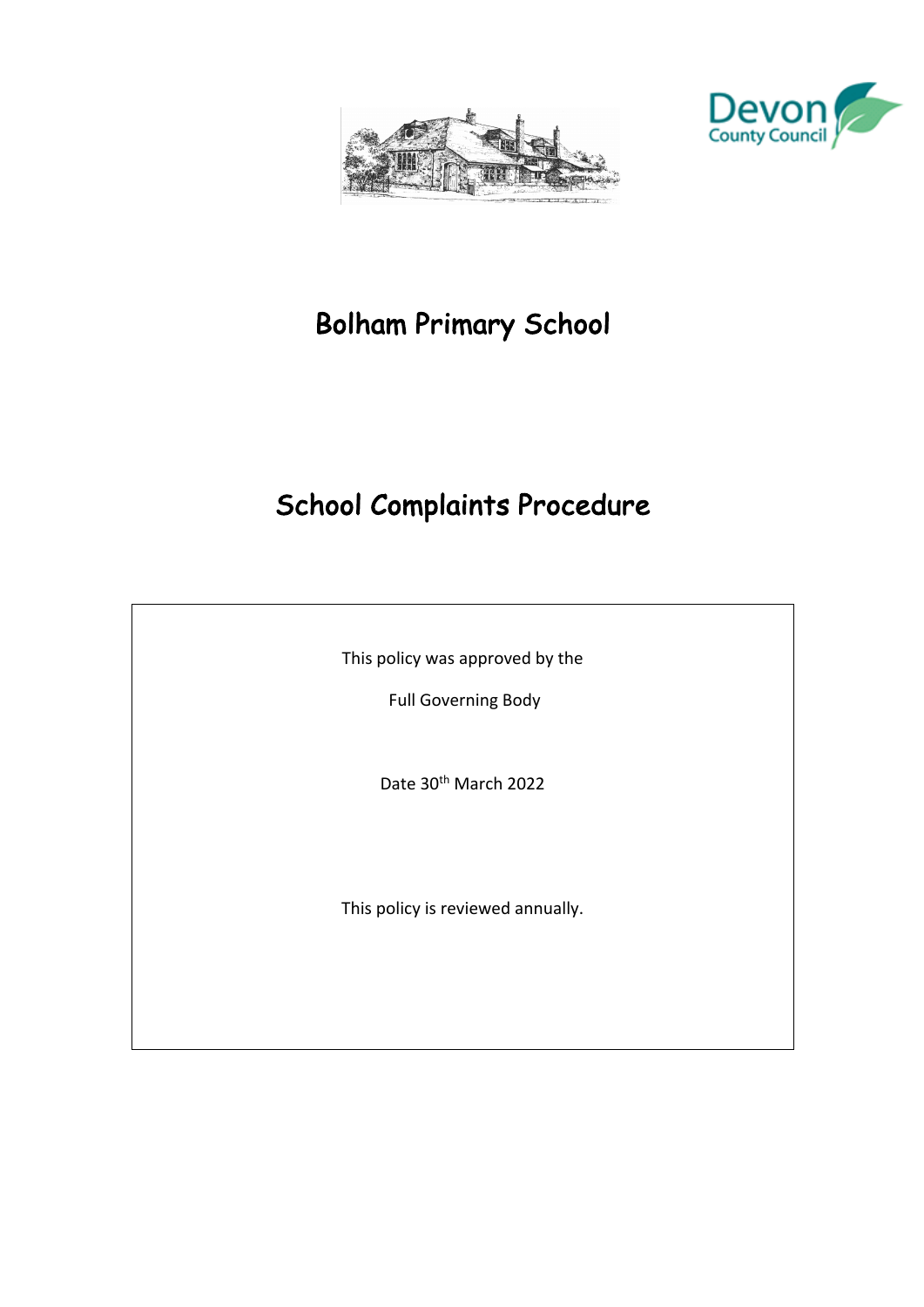# Bolham Primary School

# School Complaints Procedure

This policy was approved by the

Full Governing Body

Date 30th March 2022

This policy is reviewed annually.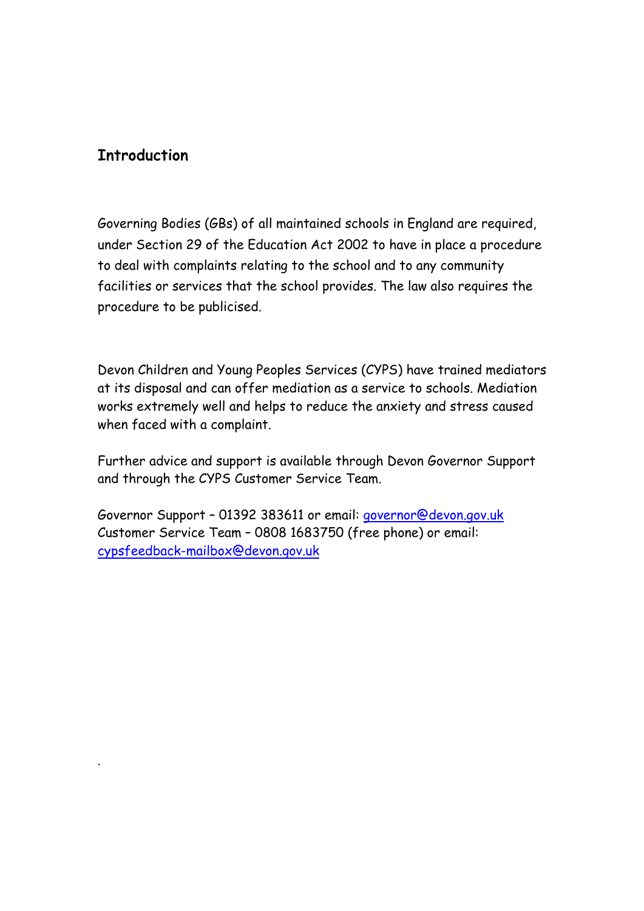## Introduction

Governing Bodies (GBs) of all maintained schools in England are required, under Section 29 of the Education Act 2002 to have in place a procedure to deal with complaints relating to the school and to any community facilities or services that the school provides. The law also requires the procedure to be publicised.

Devon Children and Young Peoples Services (CYPS) have trained mediators at its disposal and can offer mediation as a service to schools. Mediation works extremely well and helps to reduce the anxiety and stress caused when faced with a complaint.

Further advice and support is available through Devon Governor Support and through the CYPS Customer Service Team.

Governor Support – 01392 383611 or email: governor@devon.gov.uk
Customer Service Team – 0808 1683750 (free phone) or email: cypsfeedback-mailbox@devon.gov.uk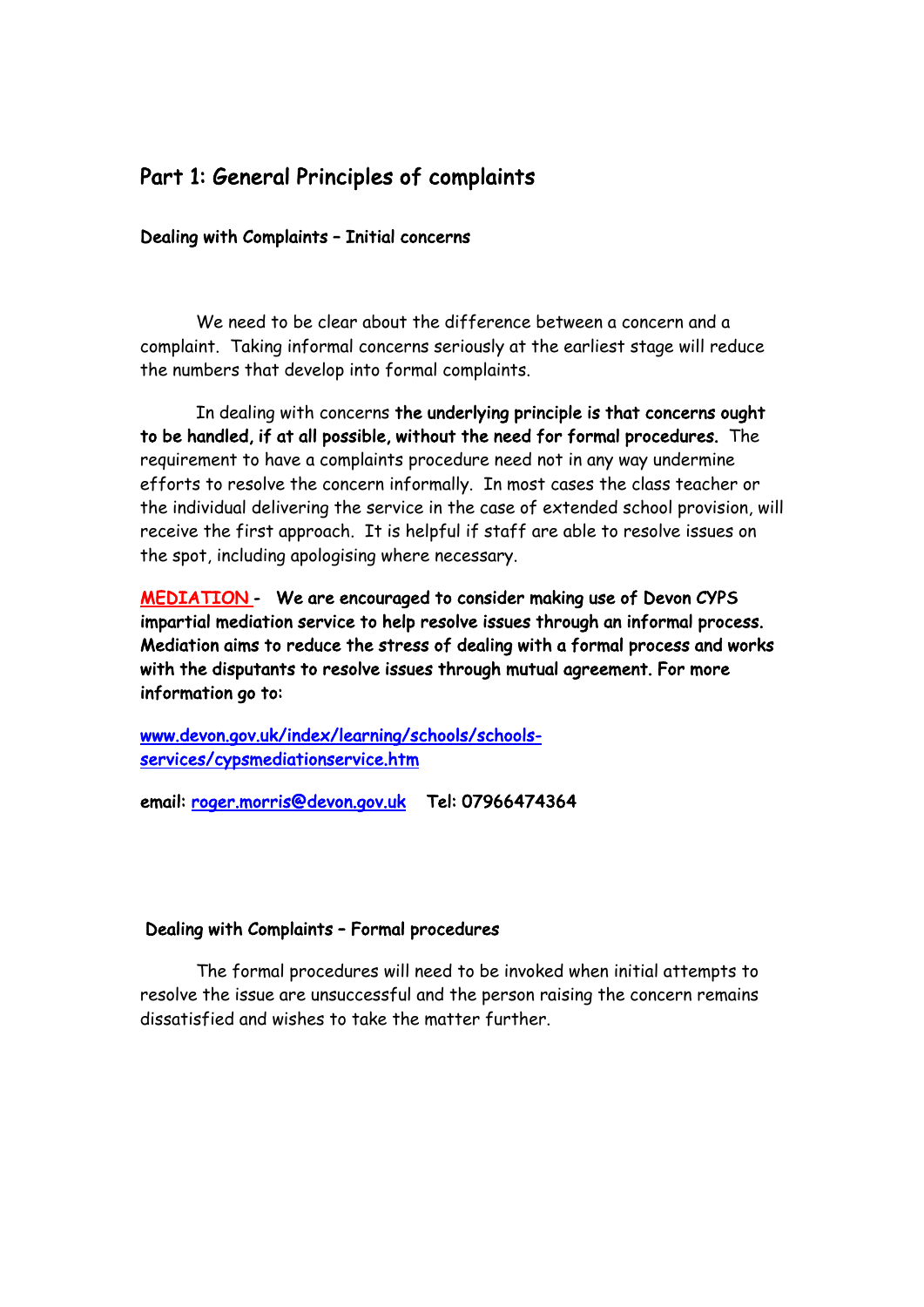## Part 1: General Principles of complaints

### Dealing with Complaints – Initial concerns

We need to be clear about the difference between a concern and a complaint. Taking informal concerns seriously at the earliest stage will reduce the numbers that develop into formal complaints.

In dealing with concerns **the underlying principle is that concerns ought to be handled, if at all possible, without the need for formal procedures.** The requirement to have a complaints procedure need not in any way undermine efforts to resolve the concern informally. In most cases the class teacher or the individual delivering the service in the case of extended school provision, will receive the first approach. It is helpful if staff are able to resolve issues on the spot, including apologising where necessary.

**MEDIATION - We are encouraged to consider making use of Devon CYPS impartial mediation service to help resolve issues through an informal process. Mediation aims to reduce the stress of dealing with a formal process and works with the disputants to resolve issues through mutual agreement. For more information go to:**

**www.devon.gov.uk/index/learning/schools/schools-services/cypsmediationservice.htm**

**email: roger.morris@devon.gov.uk Tel: 07966474364**

### Dealing with Complaints – Formal procedures

The formal procedures will need to be invoked when initial attempts to resolve the issue are unsuccessful and the person raising the concern remains dissatisfied and wishes to take the matter further.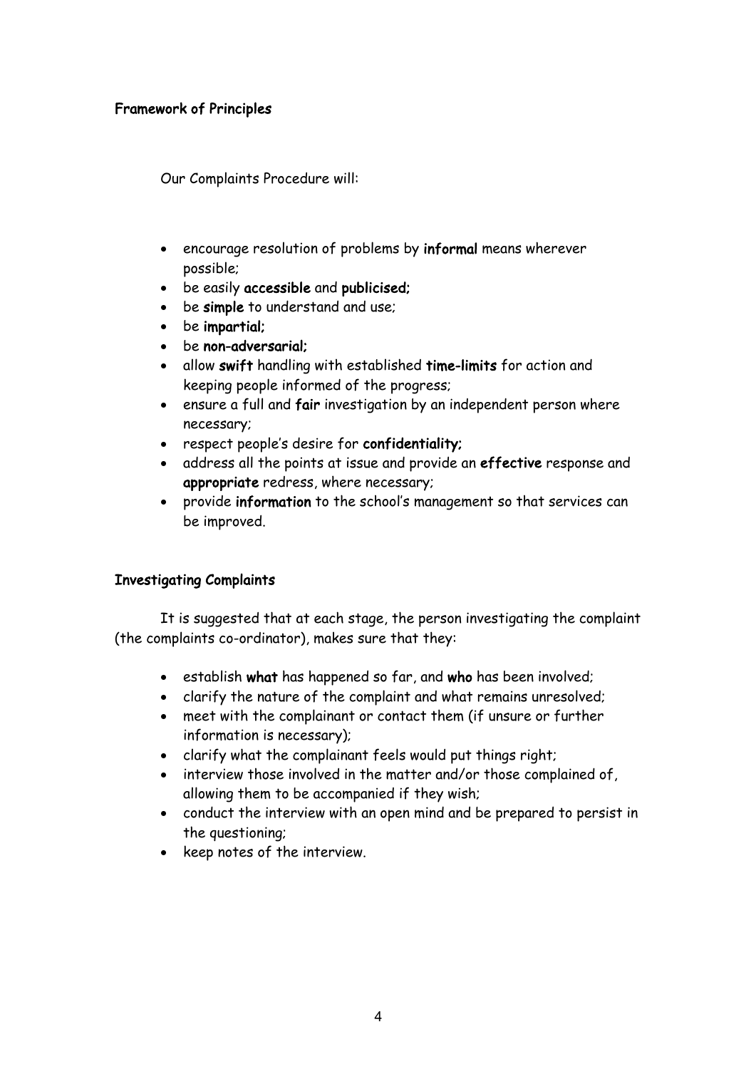## Framework of Principles

Our Complaints Procedure will:

- encourage resolution of problems by **informal** means wherever possible;
- be easily **accessible** and **publicised;**
- be **simple** to understand and use;
- be **impartial;**
- be **non-adversarial;**
- allow **swift** handling with established **time-limits** for action and keeping people informed of the progress;
- ensure a full and **fair** investigation by an independent person where necessary;
- respect people's desire for **confidentiality;**
- address all the points at issue and provide an **effective** response and **appropriate** redress, where necessary;
- provide **information** to the school's management so that services can be improved.

## Investigating Complaints

It is suggested that at each stage, the person investigating the complaint (the complaints co-ordinator), makes sure that they:

- establish **what** has happened so far, and **who** has been involved;
- clarify the nature of the complaint and what remains unresolved;
- meet with the complainant or contact them (if unsure or further information is necessary);
- clarify what the complainant feels would put things right;
- interview those involved in the matter and/or those complained of, allowing them to be accompanied if they wish;
- conduct the interview with an open mind and be prepared to persist in the questioning;
- keep notes of the interview.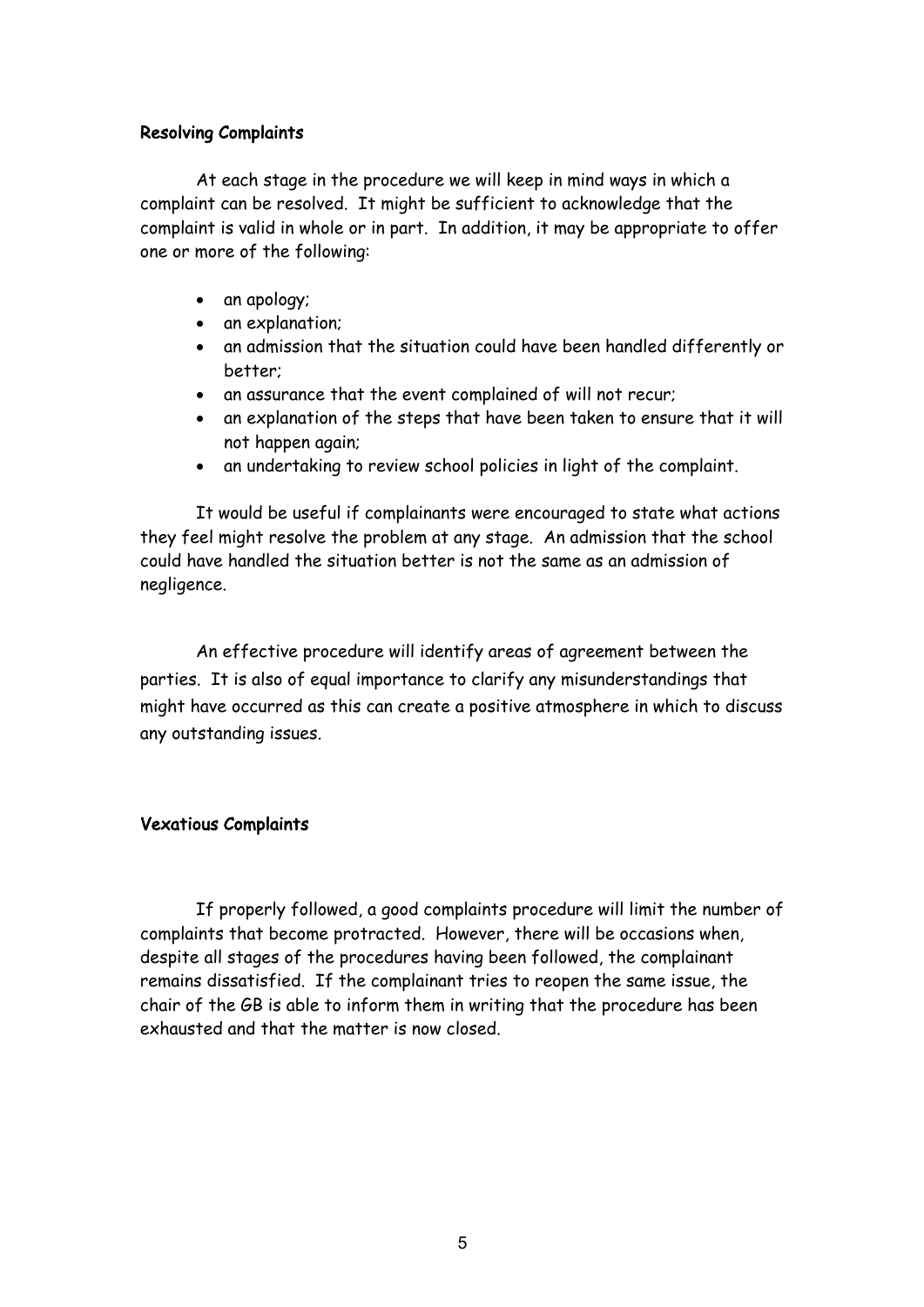### Resolving Complaints

At each stage in the procedure we will keep in mind ways in which a complaint can be resolved. It might be sufficient to acknowledge that the complaint is valid in whole or in part. In addition, it may be appropriate to offer one or more of the following:

- an apology;
- an explanation;
- an admission that the situation could have been handled differently or better;
- an assurance that the event complained of will not recur;
- an explanation of the steps that have been taken to ensure that it will not happen again;
- an undertaking to review school policies in light of the complaint.

It would be useful if complainants were encouraged to state what actions they feel might resolve the problem at any stage. An admission that the school could have handled the situation better is not the same as an admission of negligence.

An effective procedure will identify areas of agreement between the parties. It is also of equal importance to clarify any misunderstandings that might have occurred as this can create a positive atmosphere in which to discuss any outstanding issues.

### Vexatious Complaints

If properly followed, a good complaints procedure will limit the number of complaints that become protracted. However, there will be occasions when, despite all stages of the procedures having been followed, the complainant remains dissatisfied. If the complainant tries to reopen the same issue, the chair of the GB is able to inform them in writing that the procedure has been exhausted and that the matter is now closed.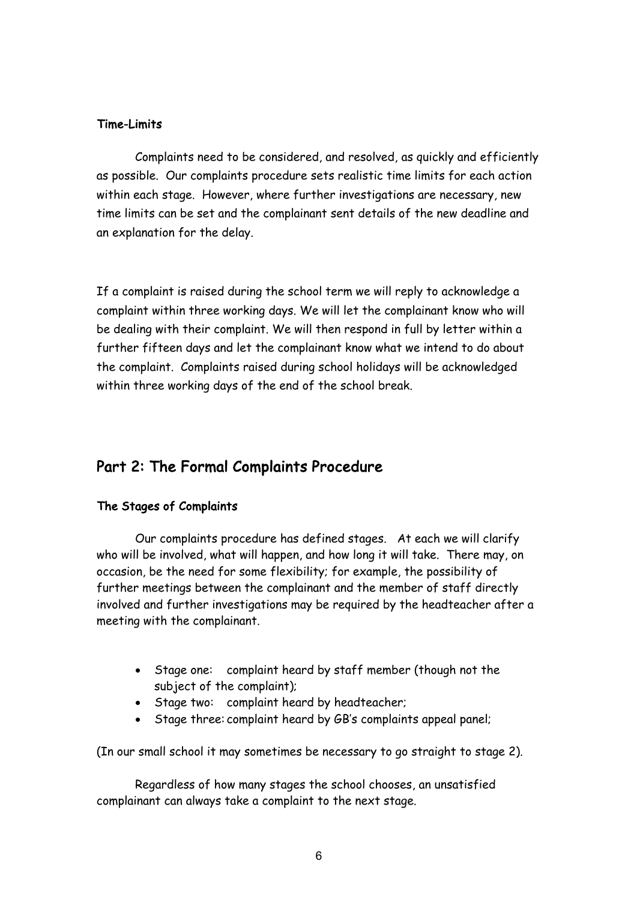### Time-Limits

Complaints need to be considered, and resolved, as quickly and efficiently as possible. Our complaints procedure sets realistic time limits for each action within each stage. However, where further investigations are necessary, new time limits can be set and the complainant sent details of the new deadline and an explanation for the delay.

If a complaint is raised during the school term we will reply to acknowledge a complaint within three working days. We will let the complainant know who will be dealing with their complaint. We will then respond in full by letter within a further fifteen days and let the complainant know what we intend to do about the complaint. Complaints raised during school holidays will be acknowledged within three working days of the end of the school break.

## Part 2: The Formal Complaints Procedure

### The Stages of Complaints

Our complaints procedure has defined stages. At each we will clarify who will be involved, what will happen, and how long it will take. There may, on occasion, be the need for some flexibility; for example, the possibility of further meetings between the complainant and the member of staff directly involved and further investigations may be required by the headteacher after a meeting with the complainant.

- Stage one: complaint heard by staff member (though not the subject of the complaint);
- Stage two: complaint heard by headteacher;
- Stage three: complaint heard by GB's complaints appeal panel;

(In our small school it may sometimes be necessary to go straight to stage 2).

Regardless of how many stages the school chooses, an unsatisfied complainant can always take a complaint to the next stage.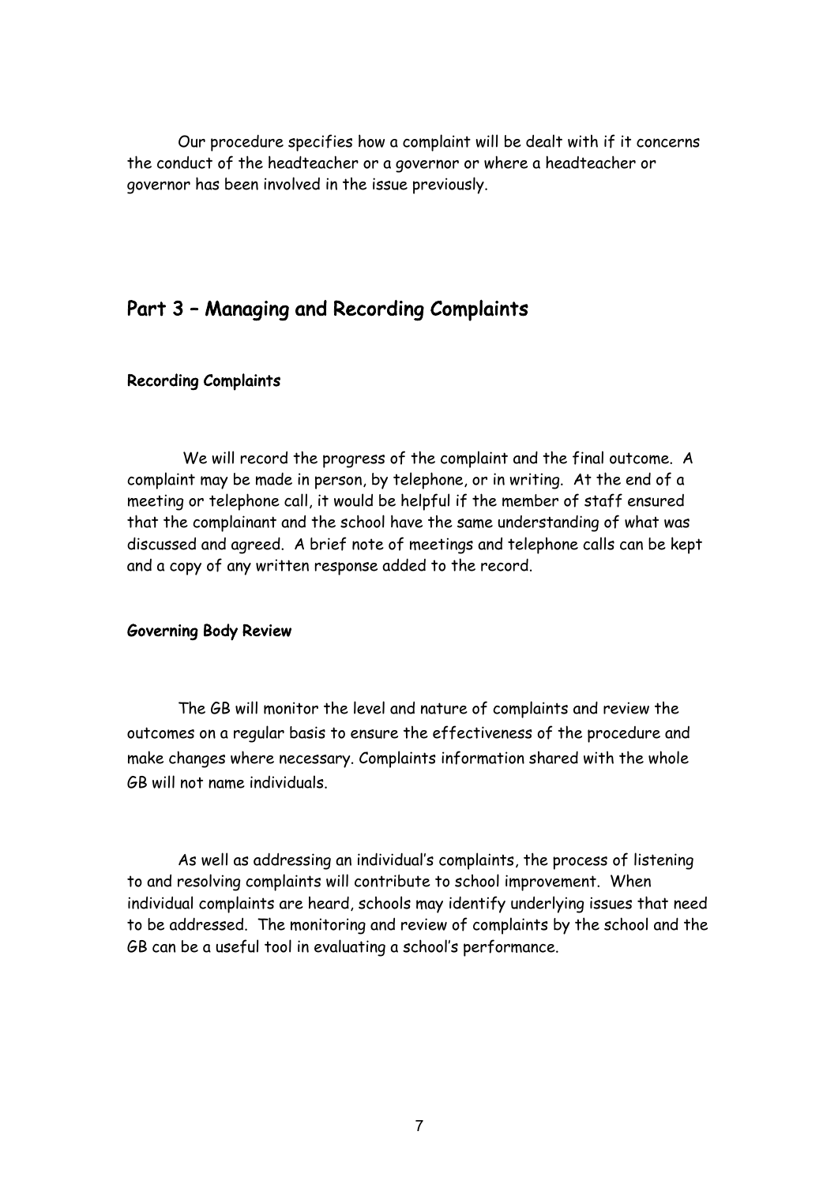Our procedure specifies how a complaint will be dealt with if it concerns the conduct of the headteacher or a governor or where a headteacher or governor has been involved in the issue previously.

## Part 3 – Managing and Recording Complaints

### Recording Complaints

We will record the progress of the complaint and the final outcome. A complaint may be made in person, by telephone, or in writing. At the end of a meeting or telephone call, it would be helpful if the member of staff ensured that the complainant and the school have the same understanding of what was discussed and agreed. A brief note of meetings and telephone calls can be kept and a copy of any written response added to the record.

### Governing Body Review

The GB will monitor the level and nature of complaints and review the outcomes on a regular basis to ensure the effectiveness of the procedure and make changes where necessary. Complaints information shared with the whole GB will not name individuals.

As well as addressing an individual's complaints, the process of listening to and resolving complaints will contribute to school improvement. When individual complaints are heard, schools may identify underlying issues that need to be addressed. The monitoring and review of complaints by the school and the GB can be a useful tool in evaluating a school's performance.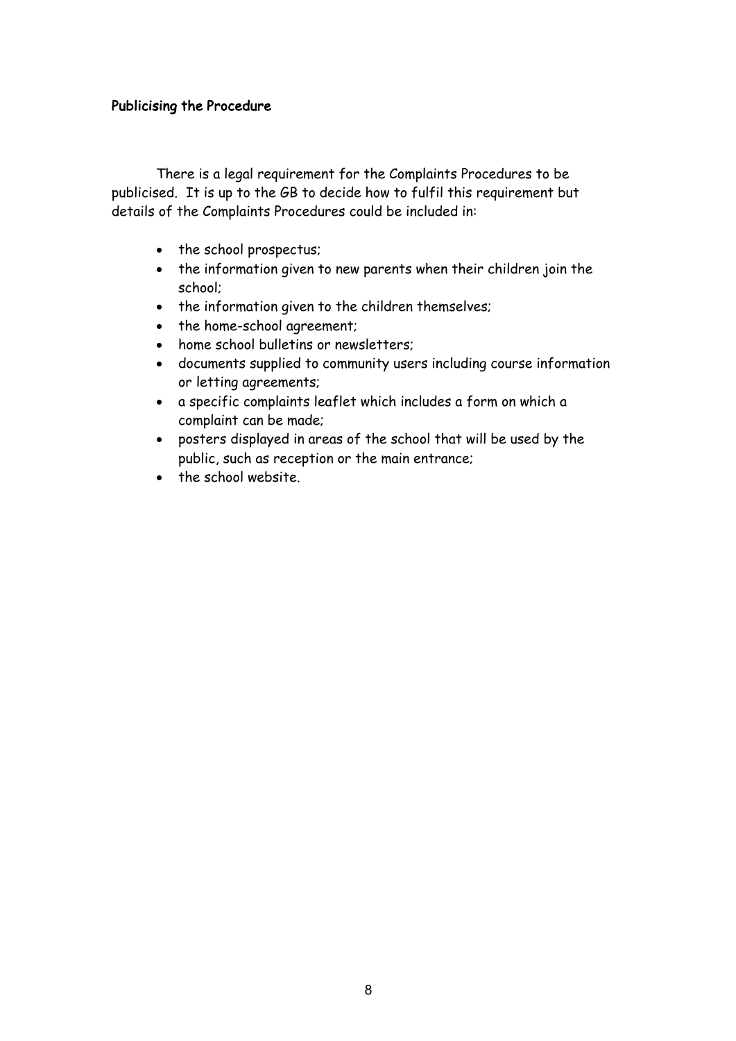### Publicising the Procedure

There is a legal requirement for the Complaints Procedures to be publicised. It is up to the GB to decide how to fulfil this requirement but details of the Complaints Procedures could be included in:

- the school prospectus;
- the information given to new parents when their children join the school;
- the information given to the children themselves;
- the home-school agreement;
- home school bulletins or newsletters;
- documents supplied to community users including course information or letting agreements;
- a specific complaints leaflet which includes a form on which a complaint can be made;
- posters displayed in areas of the school that will be used by the public, such as reception or the main entrance;
- the school website.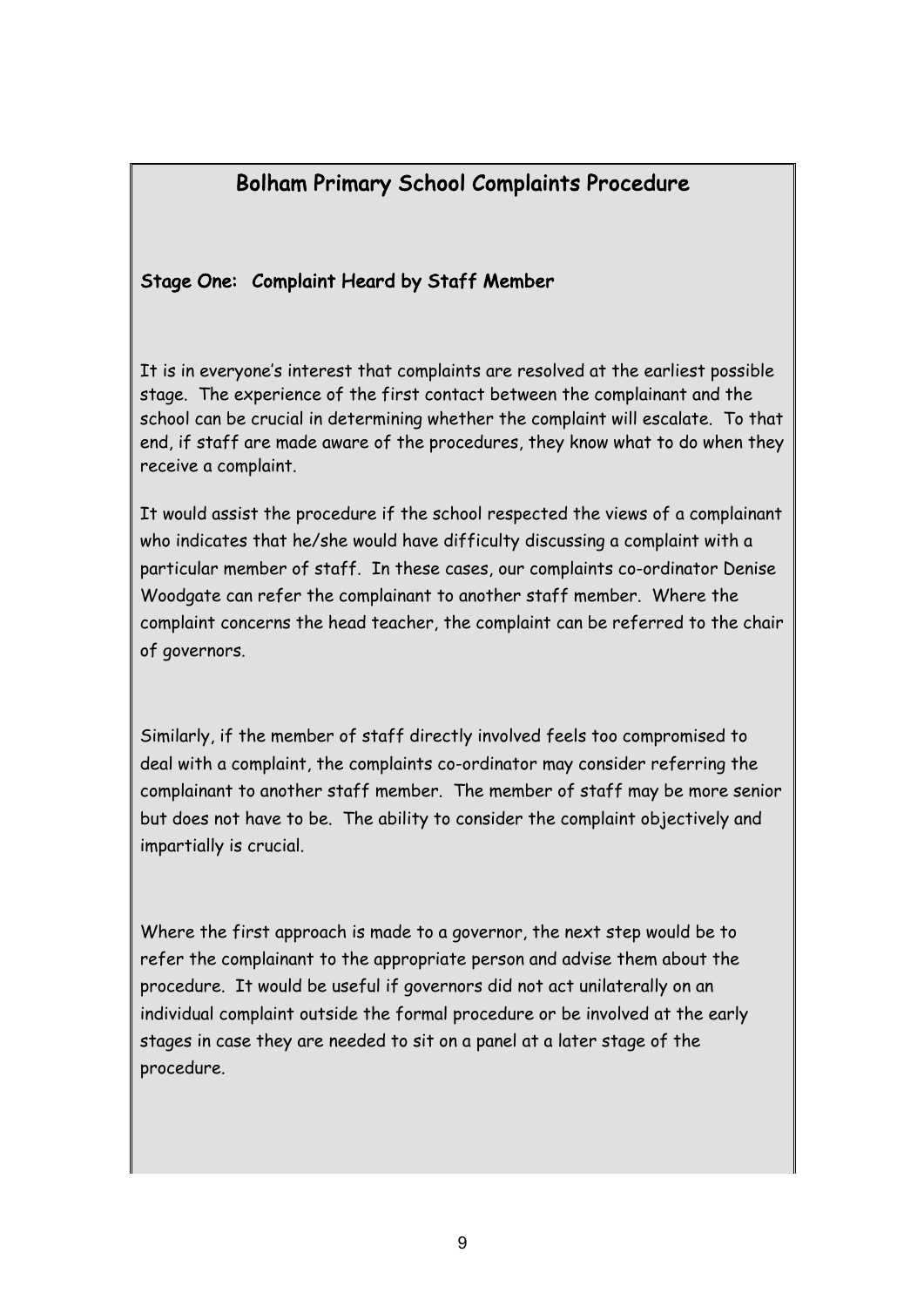## Bolham Primary School Complaints Procedure

### Stage One: Complaint Heard by Staff Member

It is in everyone's interest that complaints are resolved at the earliest possible stage. The experience of the first contact between the complainant and the school can be crucial in determining whether the complaint will escalate. To that end, if staff are made aware of the procedures, they know what to do when they receive a complaint.

It would assist the procedure if the school respected the views of a complainant who indicates that he/she would have difficulty discussing a complaint with a particular member of staff. In these cases, our complaints co-ordinator Denise Woodgate can refer the complainant to another staff member. Where the complaint concerns the head teacher, the complaint can be referred to the chair of governors.

Similarly, if the member of staff directly involved feels too compromised to deal with a complaint, the complaints co-ordinator may consider referring the complainant to another staff member. The member of staff may be more senior but does not have to be. The ability to consider the complaint objectively and impartially is crucial.

Where the first approach is made to a governor, the next step would be to refer the complainant to the appropriate person and advise them about the procedure. It would be useful if governors did not act unilaterally on an individual complaint outside the formal procedure or be involved at the early stages in case they are needed to sit on a panel at a later stage of the procedure.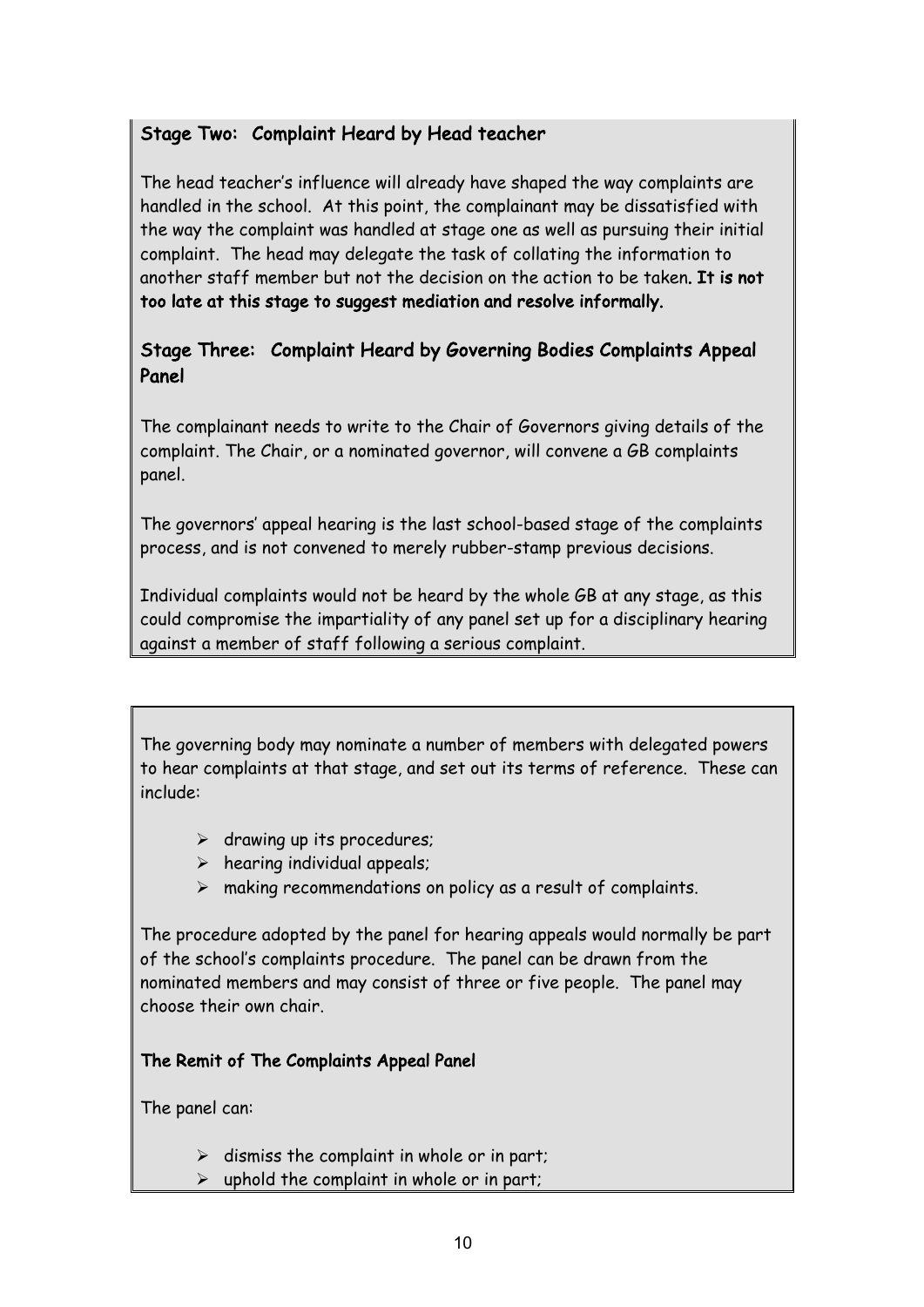### Stage Two: Complaint Heard by Head teacher

The head teacher's influence will already have shaped the way complaints are handled in the school. At this point, the complainant may be dissatisfied with the way the complaint was handled at stage one as well as pursuing their initial complaint. The head may delegate the task of collating the information to another staff member but not the decision on the action to be taken. **It is not too late at this stage to suggest mediation and resolve informally.**

### Stage Three: Complaint Heard by Governing Bodies Complaints Appeal Panel

The complainant needs to write to the Chair of Governors giving details of the complaint. The Chair, or a nominated governor, will convene a GB complaints panel.

The governors' appeal hearing is the last school-based stage of the complaints process, and is not convened to merely rubber-stamp previous decisions.

Individual complaints would not be heard by the whole GB at any stage, as this could compromise the impartiality of any panel set up for a disciplinary hearing against a member of staff following a serious complaint.

The governing body may nominate a number of members with delegated powers to hear complaints at that stage, and set out its terms of reference. These can include:

- drawing up its procedures;
- hearing individual appeals;
- making recommendations on policy as a result of complaints.

The procedure adopted by the panel for hearing appeals would normally be part of the school's complaints procedure. The panel can be drawn from the nominated members and may consist of three or five people. The panel may choose their own chair.

### The Remit of The Complaints Appeal Panel

The panel can:

- dismiss the complaint in whole or in part;
- uphold the complaint in whole or in part;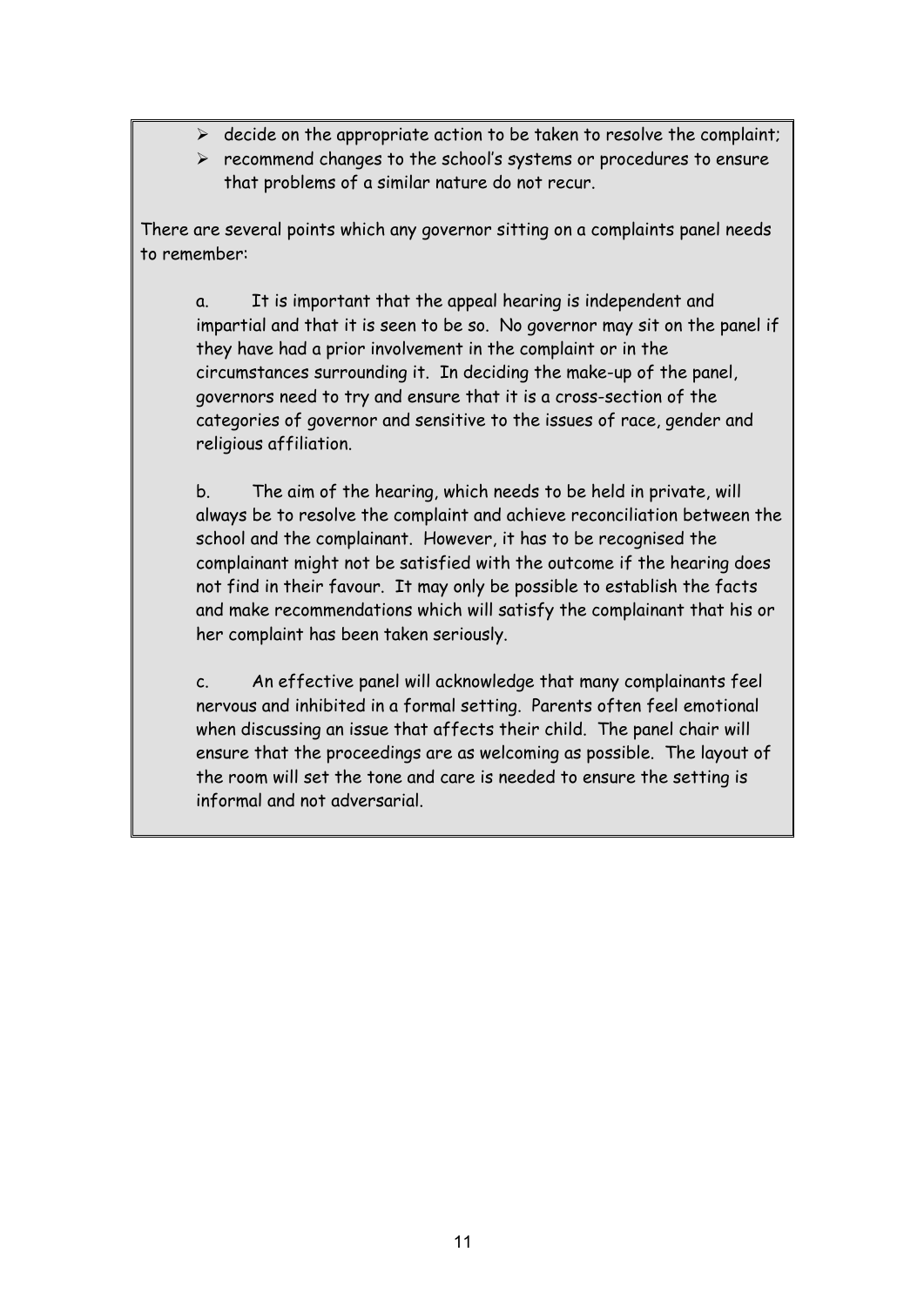- decide on the appropriate action to be taken to resolve the complaint;
- recommend changes to the school's systems or procedures to ensure that problems of a similar nature do not recur.

There are several points which any governor sitting on a complaints panel needs to remember:

a. It is important that the appeal hearing is independent and impartial and that it is seen to be so. No governor may sit on the panel if they have had a prior involvement in the complaint or in the circumstances surrounding it. In deciding the make-up of the panel, governors need to try and ensure that it is a cross-section of the categories of governor and sensitive to the issues of race, gender and religious affiliation.

b. The aim of the hearing, which needs to be held in private, will always be to resolve the complaint and achieve reconciliation between the school and the complainant. However, it has to be recognised the complainant might not be satisfied with the outcome if the hearing does not find in their favour. It may only be possible to establish the facts and make recommendations which will satisfy the complainant that his or her complaint has been taken seriously.

c. An effective panel will acknowledge that many complainants feel nervous and inhibited in a formal setting. Parents often feel emotional when discussing an issue that affects their child. The panel chair will ensure that the proceedings are as welcoming as possible. The layout of the room will set the tone and care is needed to ensure the setting is informal and not adversarial.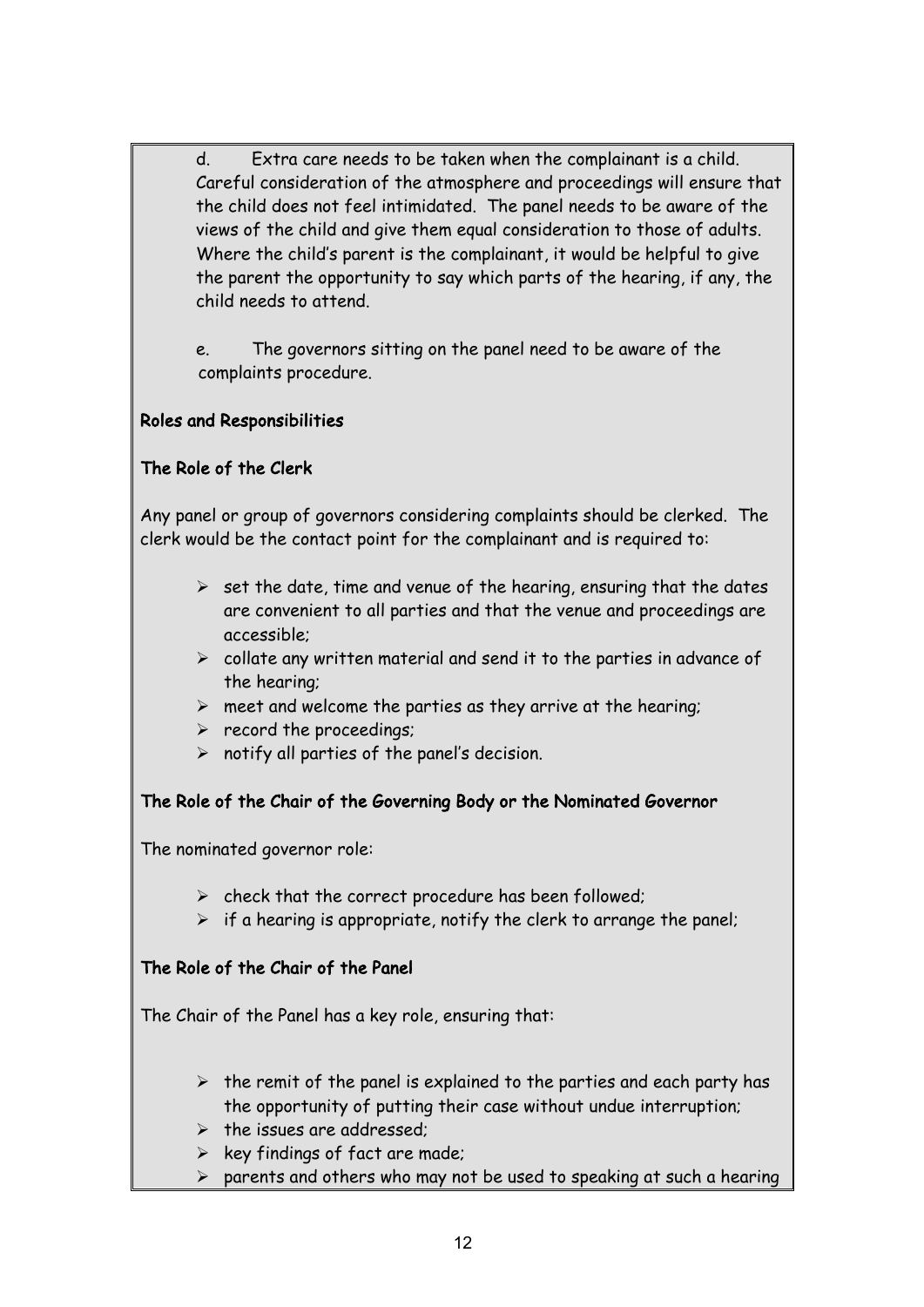d. Extra care needs to be taken when the complainant is a child. Careful consideration of the atmosphere and proceedings will ensure that the child does not feel intimidated. The panel needs to be aware of the views of the child and give them equal consideration to those of adults. Where the child's parent is the complainant, it would be helpful to give the parent the opportunity to say which parts of the hearing, if any, the child needs to attend.

e. The governors sitting on the panel need to be aware of the complaints procedure.

**Roles and Responsibilities**

**The Role of the Clerk**

Any panel or group of governors considering complaints should be clerked. The clerk would be the contact point for the complainant and is required to:

- set the date, time and venue of the hearing, ensuring that the dates are convenient to all parties and that the venue and proceedings are accessible;
- collate any written material and send it to the parties in advance of the hearing;
- meet and welcome the parties as they arrive at the hearing;
- record the proceedings;
- notify all parties of the panel's decision.

**The Role of the Chair of the Governing Body or the Nominated Governor**

The nominated governor role:

- check that the correct procedure has been followed;
- if a hearing is appropriate, notify the clerk to arrange the panel;

**The Role of the Chair of the Panel**

The Chair of the Panel has a key role, ensuring that:

- the remit of the panel is explained to the parties and each party has the opportunity of putting their case without undue interruption;
- the issues are addressed;
- key findings of fact are made;
- parents and others who may not be used to speaking at such a hearing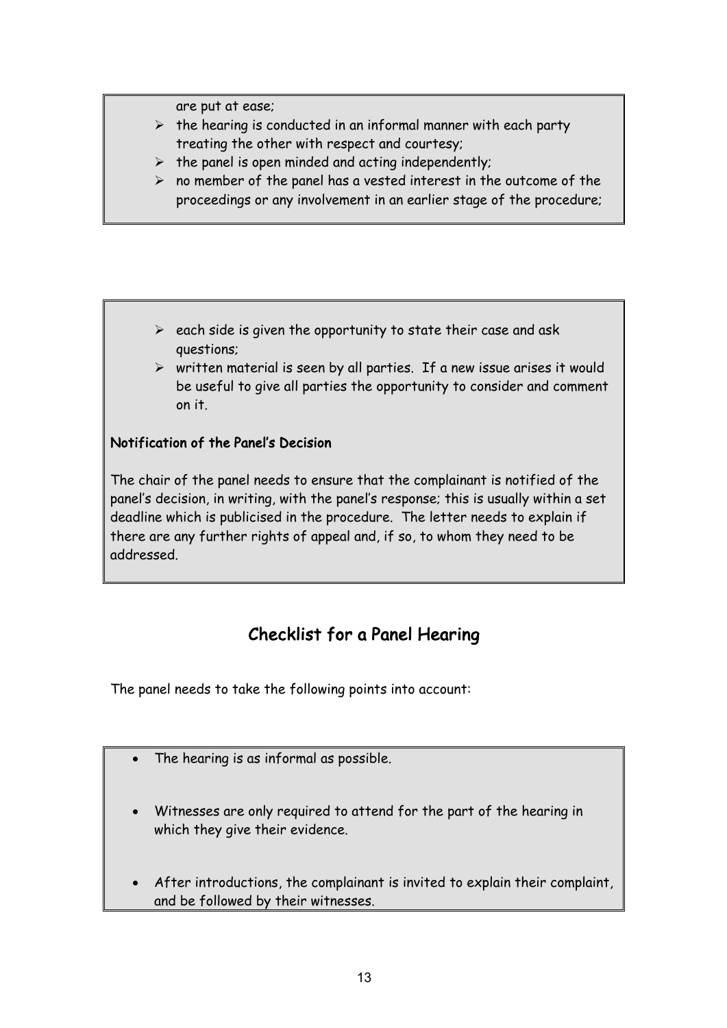are put at ease;

- the hearing is conducted in an informal manner with each party treating the other with respect and courtesy;
- the panel is open minded and acting independently;
- no member of the panel has a vested interest in the outcome of the proceedings or any involvement in an earlier stage of the procedure;

- each side is given the opportunity to state their case and ask questions;
- written material is seen by all parties. If a new issue arises it would be useful to give all parties the opportunity to consider and comment on it.

**Notification of the Panel's Decision**

The chair of the panel needs to ensure that the complainant is notified of the panel's decision, in writing, with the panel's response; this is usually within a set deadline which is publicised in the procedure. The letter needs to explain if there are any further rights of appeal and, if so, to whom they need to be addressed.

## Checklist for a Panel Hearing

The panel needs to take the following points into account:

- The hearing is as informal as possible.
- Witnesses are only required to attend for the part of the hearing in which they give their evidence.
- After introductions, the complainant is invited to explain their complaint, and be followed by their witnesses.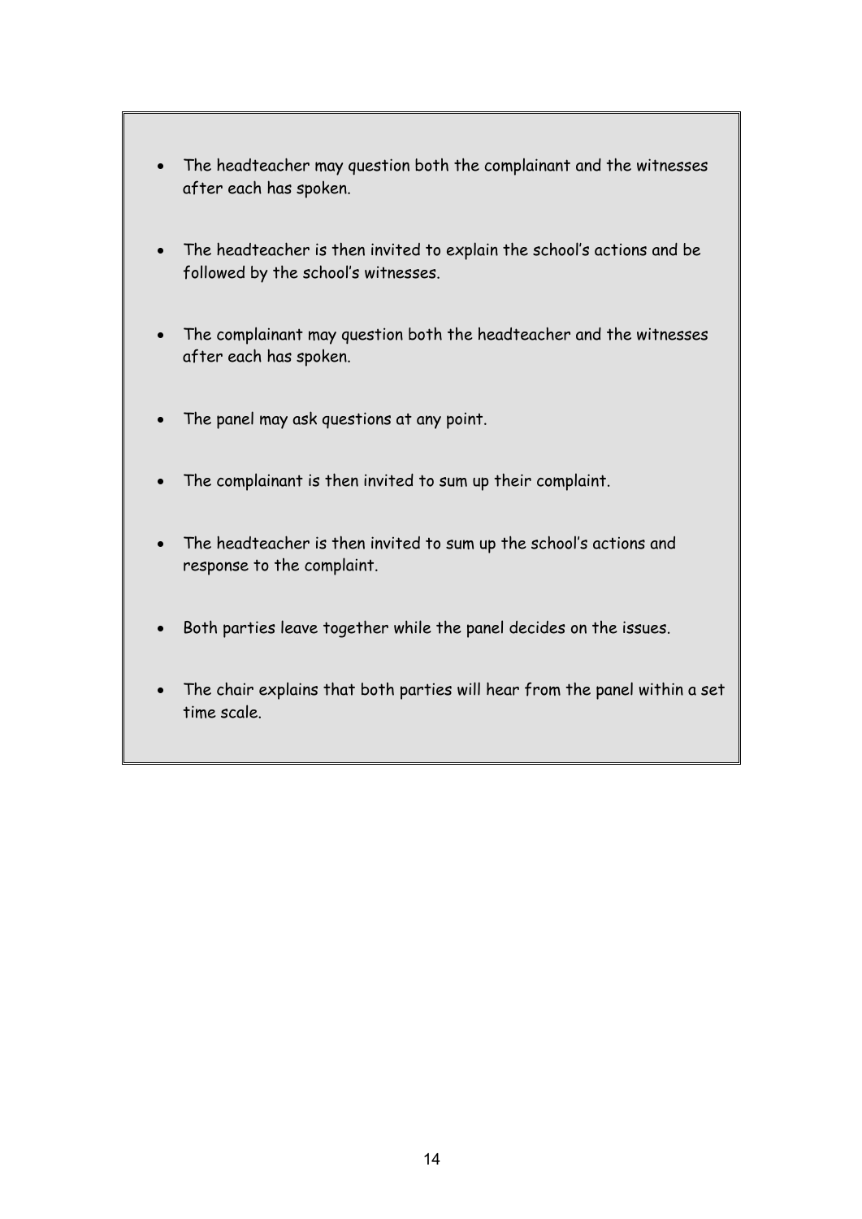- The headteacher may question both the complainant and the witnesses after each has spoken.
- The headteacher is then invited to explain the school's actions and be followed by the school's witnesses.
- The complainant may question both the headteacher and the witnesses after each has spoken.
- The panel may ask questions at any point.
- The complainant is then invited to sum up their complaint.
- The headteacher is then invited to sum up the school's actions and response to the complaint.
- Both parties leave together while the panel decides on the issues.
- The chair explains that both parties will hear from the panel within a set time scale.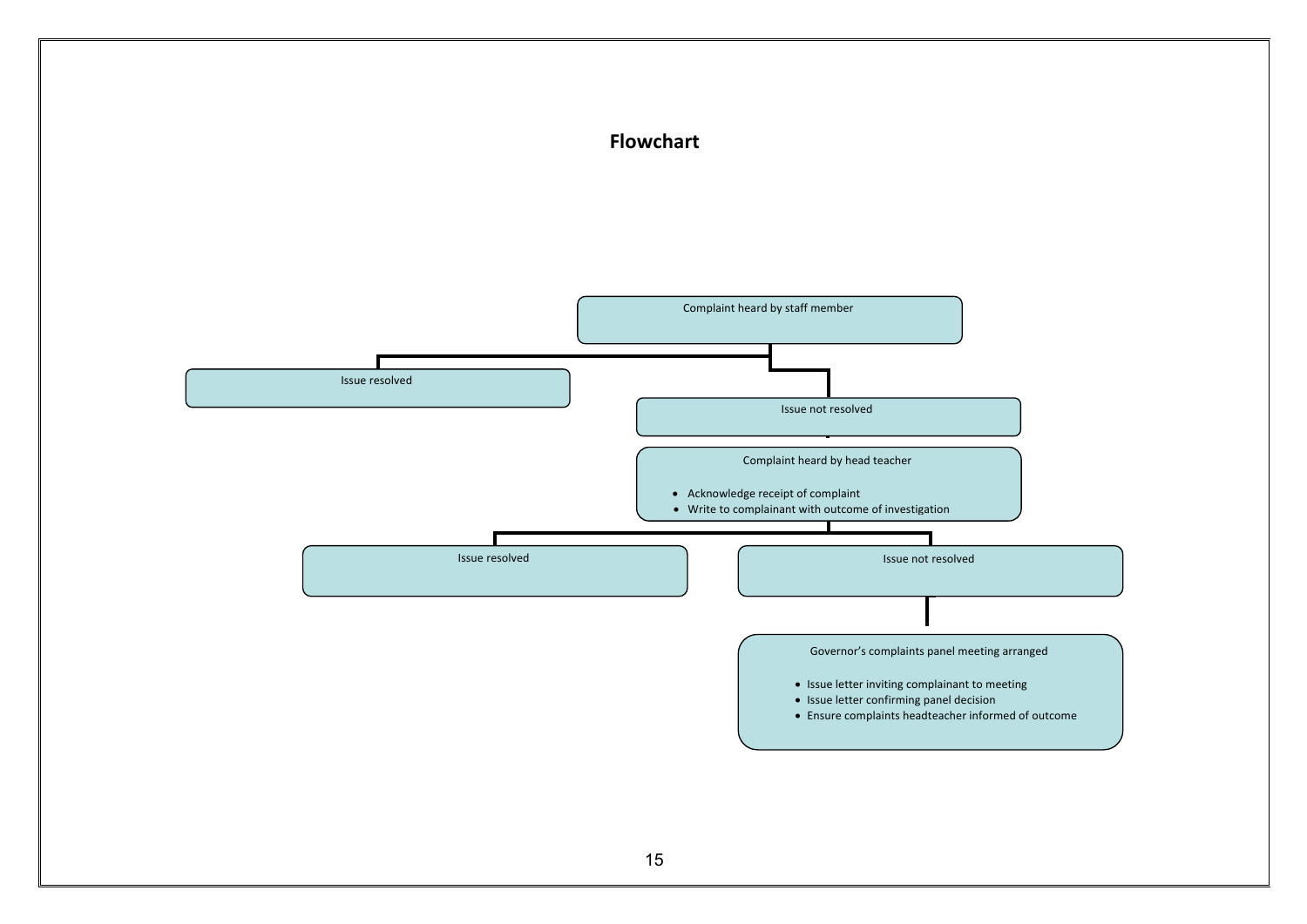## Flowchart

Complaint heard by staff member

Issue resolved

Issue not resolved

Complaint heard by head teacher

- Acknowledge receipt of complaint
- Write to complainant with outcome of investigation

Issue resolved

Issue not resolved

Governor's complaints panel meeting arranged

- Issue letter inviting complainant to meeting
- Issue letter confirming panel decision
- Ensure complaints headteacher informed of outcome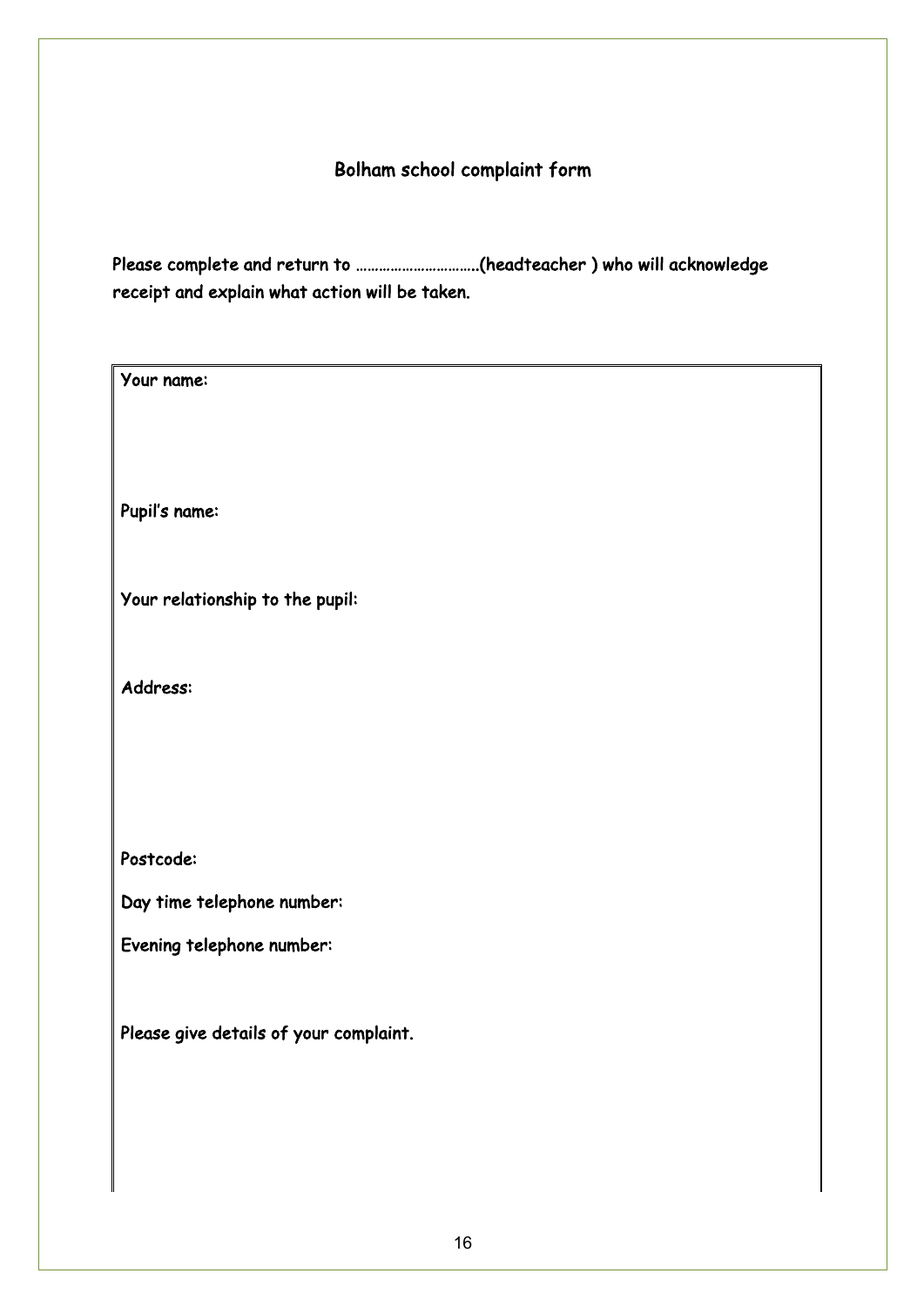## Bolham school complaint form

Please complete and return to …………………………..(headteacher ) who will acknowledge receipt and explain what action will be taken.

Your name:

Pupil's name:

Your relationship to the pupil:

Address:

Postcode:

Day time telephone number:

Evening telephone number:

Please give details of your complaint.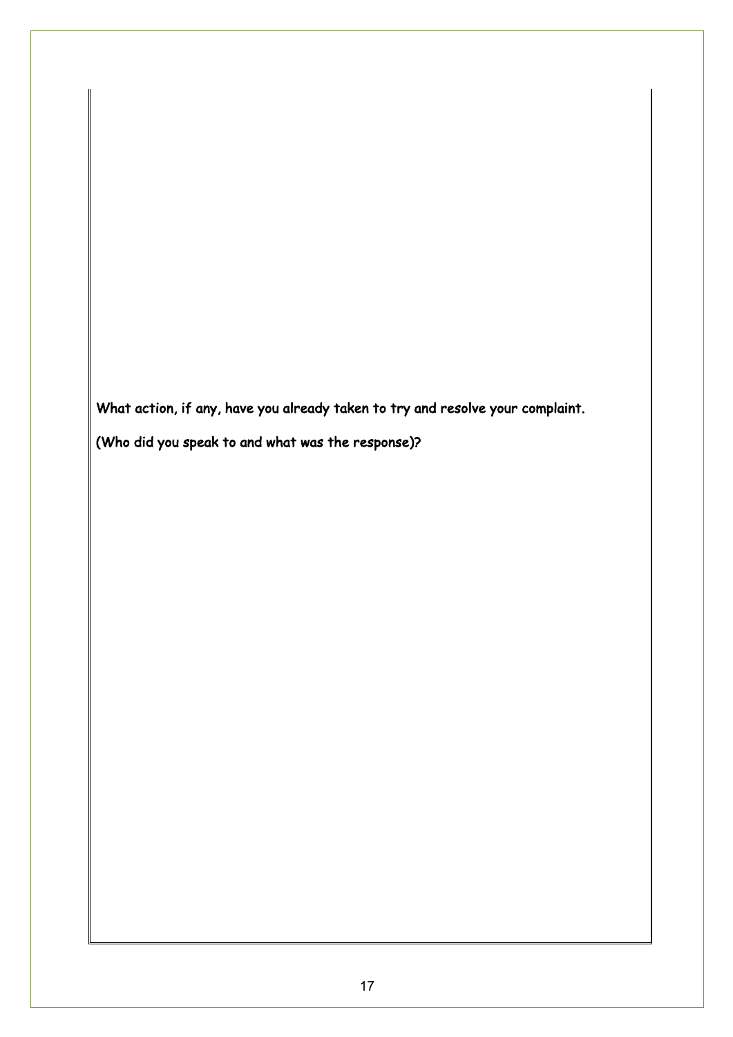What action, if any, have you already taken to try and resolve your complaint.

(Who did you speak to and what was the response)?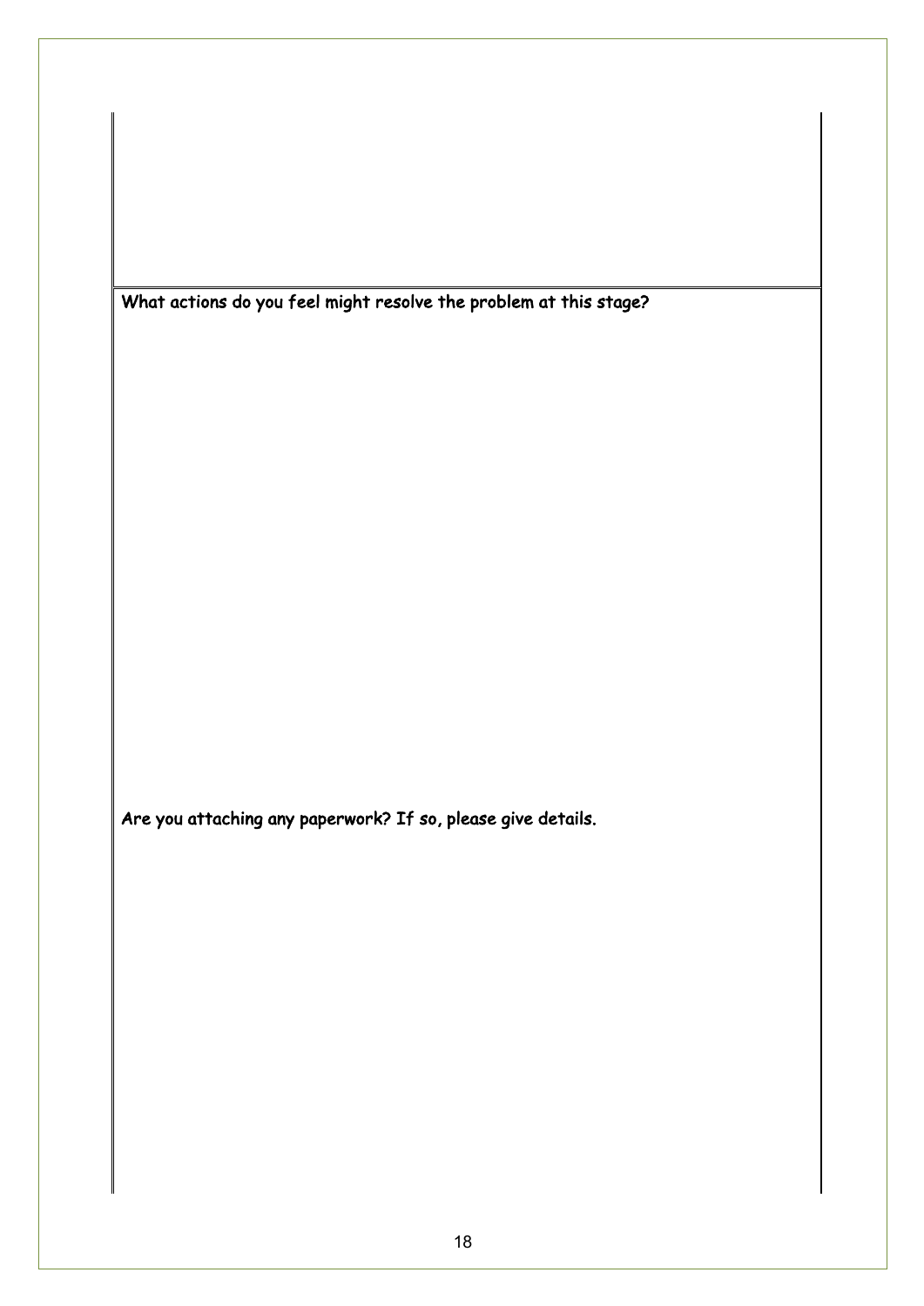**What actions do you feel might resolve the problem at this stage?**

**Are you attaching any paperwork? If so, please give details.**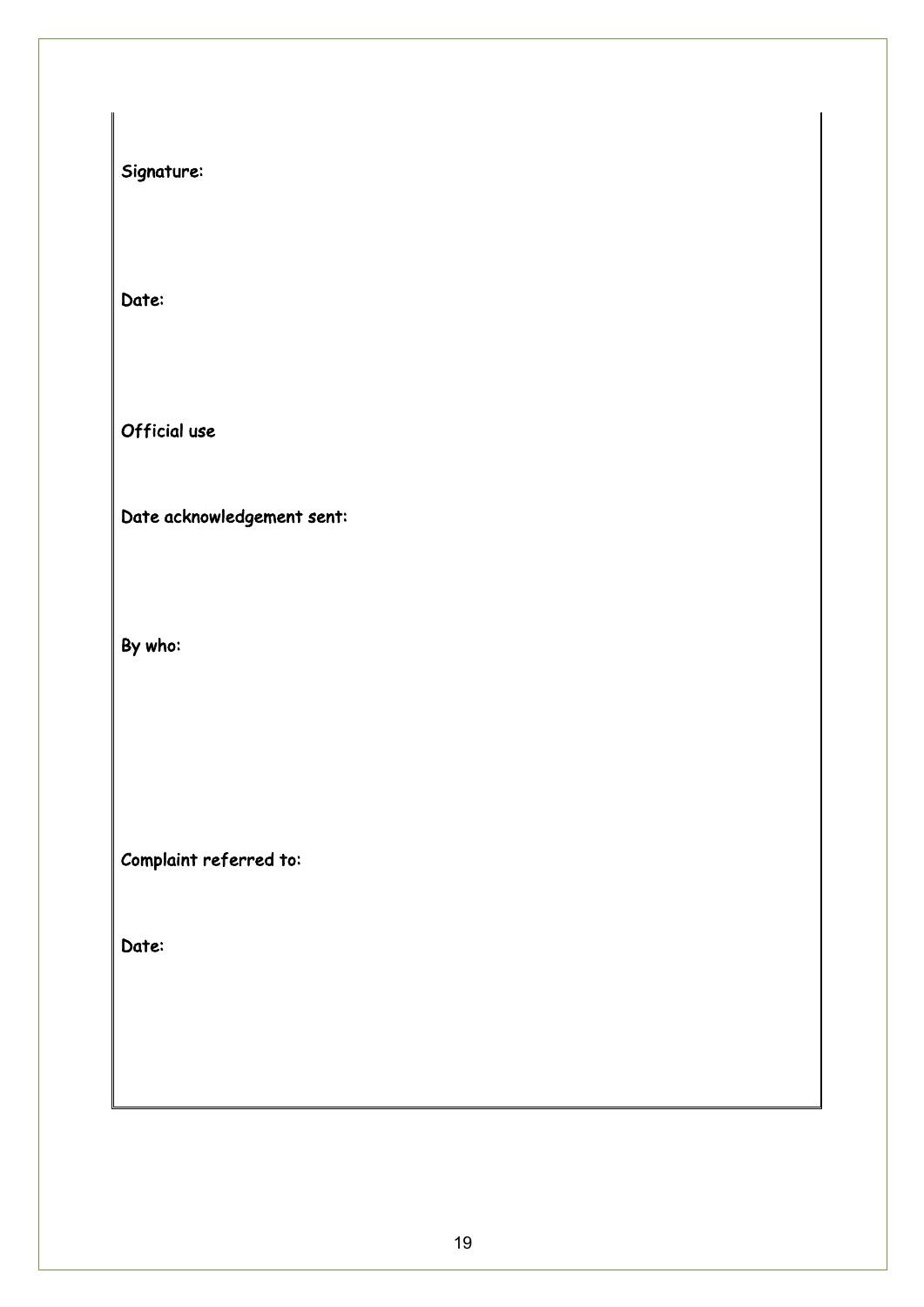**Signature:**

**Date:**

**Official use**

**Date acknowledgement sent:**

**By who:**

**Complaint referred to:**

**Date:**